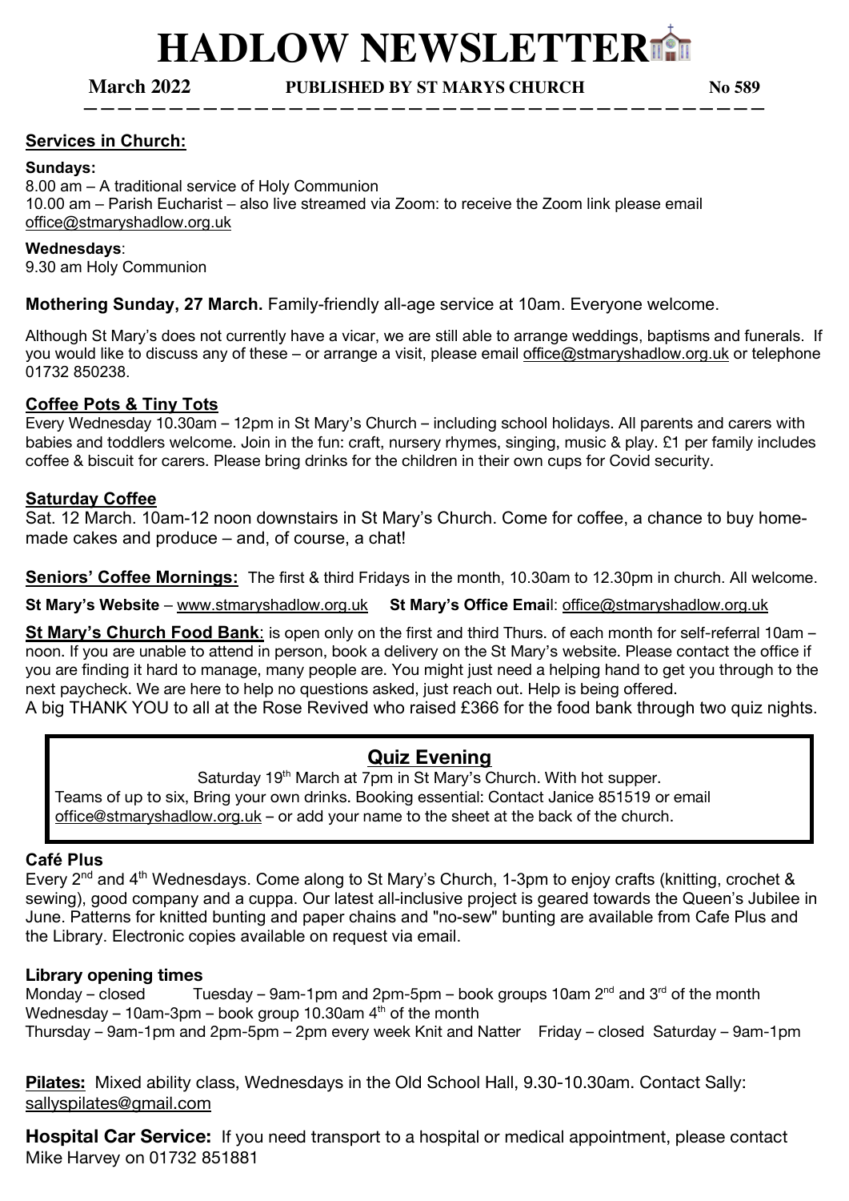# HADLOW NEWSLETTER

**March 2022** **PUBLISHED BY ST MARYS CHURCH** **No 589**

## Services in Church:

**Sundays:**
8.00 am – A traditional service of Holy Communion
10.00 am – Parish Eucharist – also live streamed via Zoom: to receive the Zoom link please email office@stmaryshadlow.org.uk

**Wednesdays**:
9.30 am Holy Communion

**Mothering Sunday, 27 March.** Family-friendly all-age service at 10am. Everyone welcome.

Although St Mary's does not currently have a vicar, we are still able to arrange weddings, baptisms and funerals. If you would like to discuss any of these – or arrange a visit, please email office@stmaryshadlow.org.uk or telephone 01732 850238.

## Coffee Pots & Tiny Tots

Every Wednesday 10.30am – 12pm in St Mary's Church – including school holidays. All parents and carers with babies and toddlers welcome. Join in the fun: craft, nursery rhymes, singing, music & play. £1 per family includes coffee & biscuit for carers. Please bring drinks for the children in their own cups for Covid security.

## Saturday Coffee

Sat. 12 March. 10am-12 noon downstairs in St Mary's Church. Come for coffee, a chance to buy home-made cakes and produce – and, of course, a chat!

**Seniors' Coffee Mornings:** The first & third Fridays in the month, 10.30am to 12.30pm in church. All welcome.

**St Mary's Website** – www.stmaryshadlow.org.uk **St Mary's Office Email**: office@stmaryshadlow.org.uk

**St Mary's Church Food Bank**: is open only on the first and third Thurs. of each month for self-referral 10am – noon. If you are unable to attend in person, book a delivery on the St Mary's website. Please contact the office if you are finding it hard to manage, many people are. You might just need a helping hand to get you through to the next paycheck. We are here to help no questions asked, just reach out. Help is being offered.
A big THANK YOU to all at the Rose Revived who raised £366 for the food bank through two quiz nights.

## Quiz Evening

Saturday 19th March at 7pm in St Mary's Church. With hot supper.
Teams of up to six, Bring your own drinks. Booking essential: Contact Janice 851519 or email office@stmaryshadlow.org.uk – or add your name to the sheet at the back of the church.

### Café Plus

Every 2nd and 4th Wednesdays. Come along to St Mary's Church, 1-3pm to enjoy crafts (knitting, crochet & sewing), good company and a cuppa. Our latest all-inclusive project is geared towards the Queen's Jubilee in June. Patterns for knitted bunting and paper chains and "no-sew" bunting are available from Cafe Plus and the Library. Electronic copies available on request via email.

### Library opening times

Monday – closed  Tuesday – 9am-1pm and 2pm-5pm – book groups 10am 2nd and 3rd of the month
Wednesday – 10am-3pm – book group 10.30am 4th of the month
Thursday – 9am-1pm and 2pm-5pm – 2pm every week Knit and Natter  Friday – closed  Saturday – 9am-1pm

**Pilates:** Mixed ability class, Wednesdays in the Old School Hall, 9.30-10.30am. Contact Sally: sallyspilates@gmail.com

**Hospital Car Service:** If you need transport to a hospital or medical appointment, please contact Mike Harvey on 01732 851881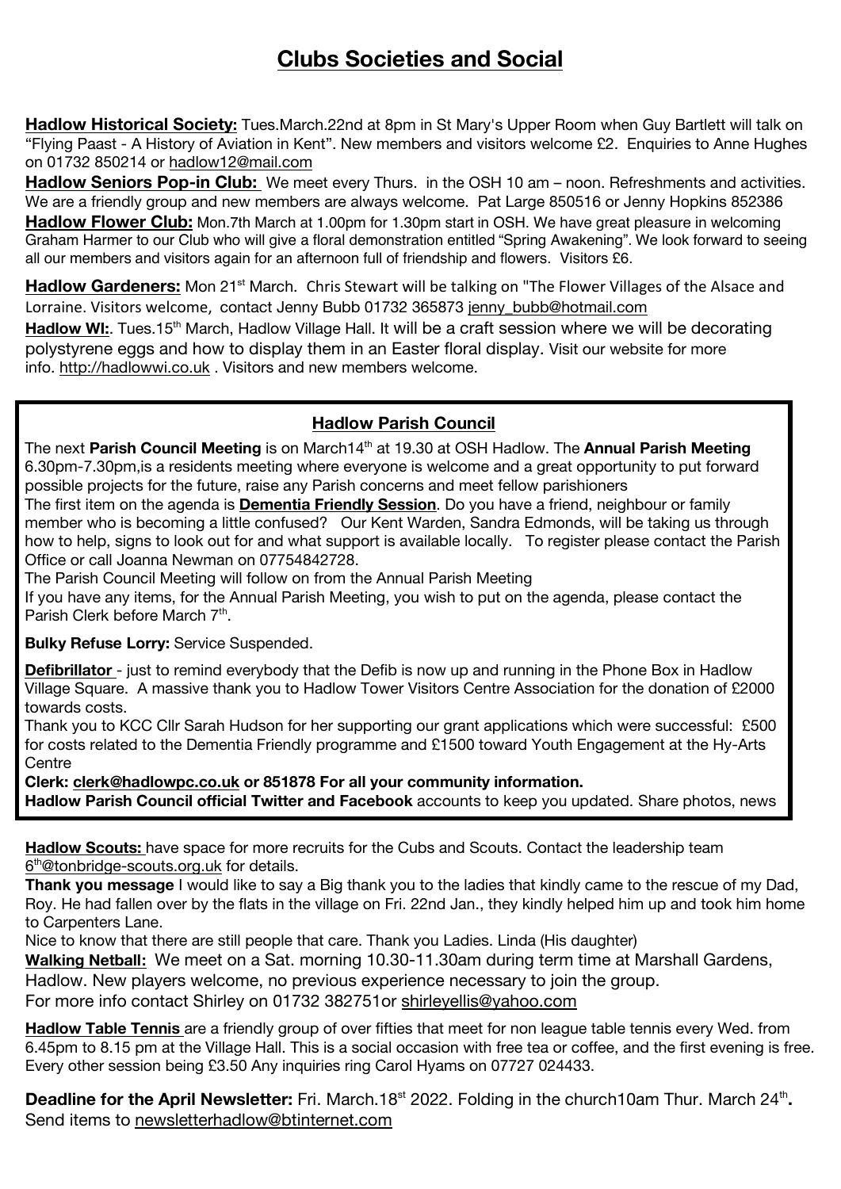# Clubs Societies and Social

**Hadlow Historical Society:** Tues.March.22nd at 8pm in St Mary's Upper Room when Guy Bartlett will talk on "Flying Paast - A History of Aviation in Kent". New members and visitors welcome £2. Enquiries to Anne Hughes on 01732 850214 or hadlow12@mail.com

**Hadlow Seniors Pop-in Club:** We meet every Thurs. in the OSH 10 am – noon. Refreshments and activities. We are a friendly group and new members are always welcome. Pat Large 850516 or Jenny Hopkins 852386

**Hadlow Flower Club:** Mon.7th March at 1.00pm for 1.30pm start in OSH. We have great pleasure in welcoming Graham Harmer to our Club who will give a floral demonstration entitled "Spring Awakening". We look forward to seeing all our members and visitors again for an afternoon full of friendship and flowers. Visitors £6.

**Hadlow Gardeners:** Mon 21st March. Chris Stewart will be talking on "The Flower Villages of the Alsace and Lorraine. Visitors welcome, contact Jenny Bubb 01732 365873 jenny_bubb@hotmail.com

**Hadlow WI:**. Tues.15th March, Hadlow Village Hall. It will be a craft session where we will be decorating polystyrene eggs and how to display them in an Easter floral display. Visit our website for more info. http://hadlowwi.co.uk . Visitors and new members welcome.

## Hadlow Parish Council

The next **Parish Council Meeting** is on March14th at 19.30 at OSH Hadlow. The **Annual Parish Meeting** 6.30pm-7.30pm,is a residents meeting where everyone is welcome and a great opportunity to put forward possible projects for the future, raise any Parish concerns and meet fellow parishioners

The first item on the agenda is **Dementia Friendly Session**. Do you have a friend, neighbour or family member who is becoming a little confused? Our Kent Warden, Sandra Edmonds, will be taking us through how to help, signs to look out for and what support is available locally. To register please contact the Parish Office or call Joanna Newman on 07754842728.

The Parish Council Meeting will follow on from the Annual Parish Meeting

If you have any items, for the Annual Parish Meeting, you wish to put on the agenda, please contact the Parish Clerk before March 7th.

**Bulky Refuse Lorry:** Service Suspended.

**Defibrillator** - just to remind everybody that the Defib is now up and running in the Phone Box in Hadlow Village Square. A massive thank you to Hadlow Tower Visitors Centre Association for the donation of £2000 towards costs.

Thank you to KCC Cllr Sarah Hudson for her supporting our grant applications which were successful: £500 for costs related to the Dementia Friendly programme and £1500 toward Youth Engagement at the Hy-Arts Centre

**Clerk: clerk@hadlowpc.co.uk or 851878 For all your community information.**

**Hadlow Parish Council official Twitter and Facebook** accounts to keep you updated. Share photos, news

**Hadlow Scouts:** have space for more recruits for the Cubs and Scouts. Contact the leadership team 6th@tonbridge-scouts.org.uk for details.

**Thank you message** I would like to say a Big thank you to the ladies that kindly came to the rescue of my Dad, Roy. He had fallen over by the flats in the village on Fri. 22nd Jan., they kindly helped him up and took him home to Carpenters Lane.

Nice to know that there are still people that care. Thank you Ladies. Linda (His daughter)

**Walking Netball:** We meet on a Sat. morning 10.30-11.30am during term time at Marshall Gardens, Hadlow. New players welcome, no previous experience necessary to join the group.
For more info contact Shirley on 01732 382751or shirleyellis@yahoo.com

**Hadlow Table Tennis** are a friendly group of over fifties that meet for non league table tennis every Wed. from 6.45pm to 8.15 pm at the Village Hall. This is a social occasion with free tea or coffee, and the first evening is free. Every other session being £3.50 Any inquiries ring Carol Hyams on 07727 024433.

**Deadline for the April Newsletter:** Fri. March.18st 2022. Folding in the church10am Thur. March 24th**.**
Send items to newsletterhadlow@btinternet.com